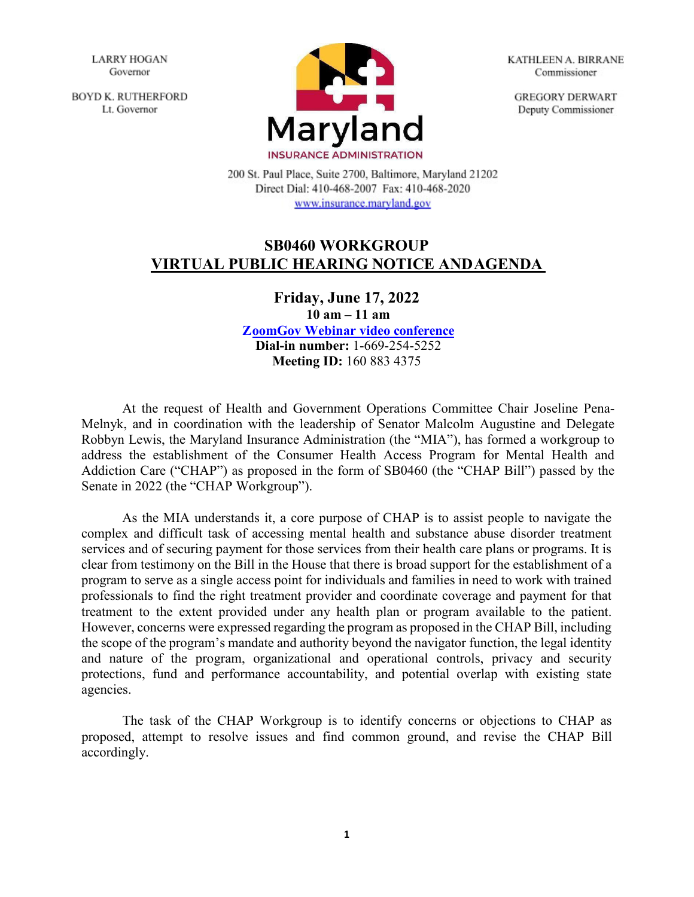LARRY HOGAN
Governor

BOYD K. RUTHERFORD
Lt. Governor

KATHLEEN A. BIRRANE
Commissioner

GREGORY DERWART
Deputy Commissioner

Maryland
INSURANCE ADMINISTRATION

200 St. Paul Place, Suite 2700, Baltimore, Maryland 21202
Direct Dial: 410-468-2007 Fax: 410-468-2020
www.insurance.maryland.gov

# SB0460 WORKGROUP
## VIRTUAL PUBLIC HEARING NOTICE AND AGENDA

**Friday, June 17, 2022**
**10 am – 11 am**
**ZoomGov Webinar video conference**
**Dial-in number:** 1-669-254-5252
**Meeting ID:** 160 883 4375

At the request of Health and Government Operations Committee Chair Joseline Pena-Melnyk, and in coordination with the leadership of Senator Malcolm Augustine and Delegate Robbyn Lewis, the Maryland Insurance Administration (the "MIA"), has formed a workgroup to address the establishment of the Consumer Health Access Program for Mental Health and Addiction Care ("CHAP") as proposed in the form of SB0460 (the "CHAP Bill") passed by the Senate in 2022 (the "CHAP Workgroup").

As the MIA understands it, a core purpose of CHAP is to assist people to navigate the complex and difficult task of accessing mental health and substance abuse disorder treatment services and of securing payment for those services from their health care plans or programs. It is clear from testimony on the Bill in the House that there is broad support for the establishment of a program to serve as a single access point for individuals and families in need to work with trained professionals to find the right treatment provider and coordinate coverage and payment for that treatment to the extent provided under any health plan or program available to the patient. However, concerns were expressed regarding the program as proposed in the CHAP Bill, including the scope of the program's mandate and authority beyond the navigator function, the legal identity and nature of the program, organizational and operational controls, privacy and security protections, fund and performance accountability, and potential overlap with existing state agencies.

The task of the CHAP Workgroup is to identify concerns or objections to CHAP as proposed, attempt to resolve issues and find common ground, and revise the CHAP Bill accordingly.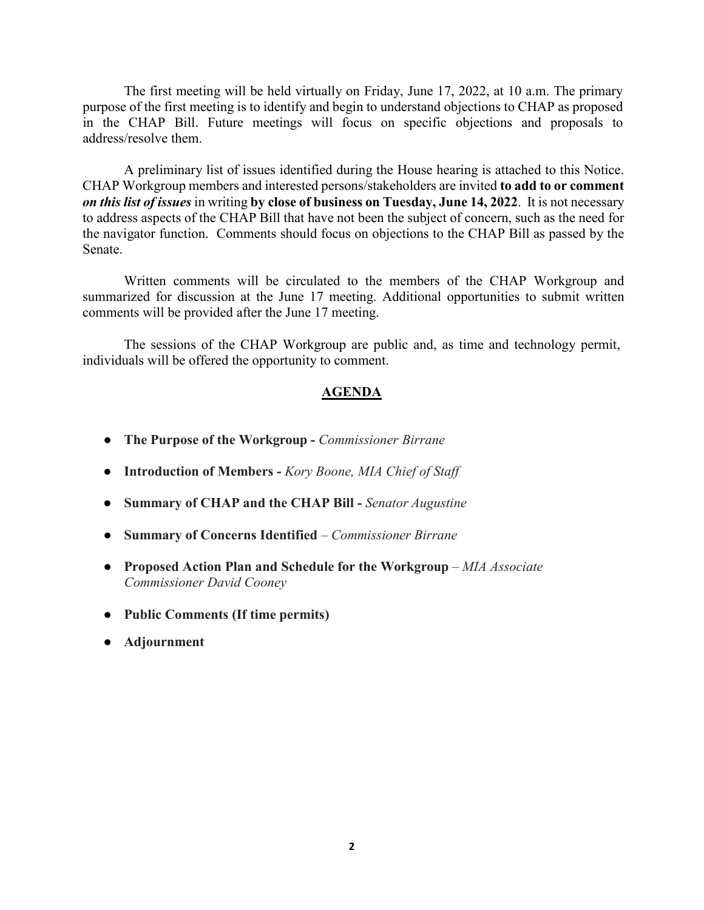The first meeting will be held virtually on Friday, June 17, 2022, at 10 a.m. The primary purpose of the first meeting is to identify and begin to understand objections to CHAP as proposed in the CHAP Bill. Future meetings will focus on specific objections and proposals to address/resolve them.

A preliminary list of issues identified during the House hearing is attached to this Notice. CHAP Workgroup members and interested persons/stakeholders are invited **to add to or comment *on this list of issues*** in writing **by close of business on Tuesday, June 14, 2022**. It is not necessary to address aspects of the CHAP Bill that have not been the subject of concern, such as the need for the navigator function. Comments should focus on objections to the CHAP Bill as passed by the Senate.

Written comments will be circulated to the members of the CHAP Workgroup and summarized for discussion at the June 17 meeting. Additional opportunities to submit written comments will be provided after the June 17 meeting.

The sessions of the CHAP Workgroup are public and, as time and technology permit, individuals will be offered the opportunity to comment.

## AGENDA

- **The Purpose of the Workgroup -** *Commissioner Birrane*
- **Introduction of Members -** *Kory Boone, MIA Chief of Staff*
- **Summary of CHAP and the CHAP Bill -** *Senator Augustine*
- **Summary of Concerns Identified** – *Commissioner Birrane*
- **Proposed Action Plan and Schedule for the Workgroup** – *MIA Associate Commissioner David Cooney*
- **Public Comments (If time permits)**
- **Adjournment**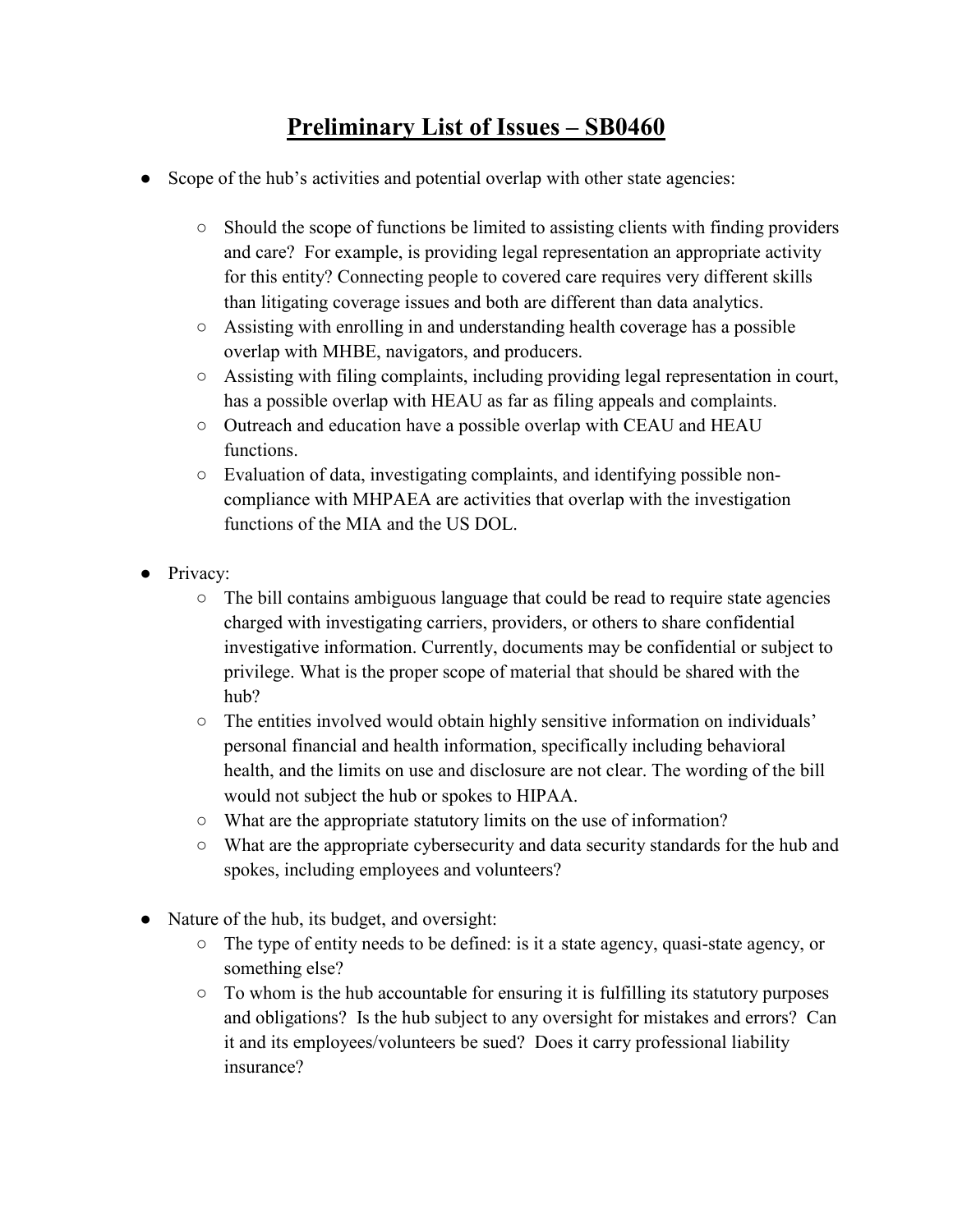# Preliminary List of Issues – SB0460

- Scope of the hub's activities and potential overlap with other state agencies:
  - Should the scope of functions be limited to assisting clients with finding providers and care? For example, is providing legal representation an appropriate activity for this entity? Connecting people to covered care requires very different skills than litigating coverage issues and both are different than data analytics.
  - Assisting with enrolling in and understanding health coverage has a possible overlap with MHBE, navigators, and producers.
  - Assisting with filing complaints, including providing legal representation in court, has a possible overlap with HEAU as far as filing appeals and complaints.
  - Outreach and education have a possible overlap with CEAU and HEAU functions.
  - Evaluation of data, investigating complaints, and identifying possible non-compliance with MHPAEA are activities that overlap with the investigation functions of the MIA and the US DOL.

- Privacy:
  - The bill contains ambiguous language that could be read to require state agencies charged with investigating carriers, providers, or others to share confidential investigative information. Currently, documents may be confidential or subject to privilege. What is the proper scope of material that should be shared with the hub?
  - The entities involved would obtain highly sensitive information on individuals' personal financial and health information, specifically including behavioral health, and the limits on use and disclosure are not clear. The wording of the bill would not subject the hub or spokes to HIPAA.
  - What are the appropriate statutory limits on the use of information?
  - What are the appropriate cybersecurity and data security standards for the hub and spokes, including employees and volunteers?

- Nature of the hub, its budget, and oversight:
  - The type of entity needs to be defined: is it a state agency, quasi-state agency, or something else?
  - To whom is the hub accountable for ensuring it is fulfilling its statutory purposes and obligations? Is the hub subject to any oversight for mistakes and errors? Can it and its employees/volunteers be sued? Does it carry professional liability insurance?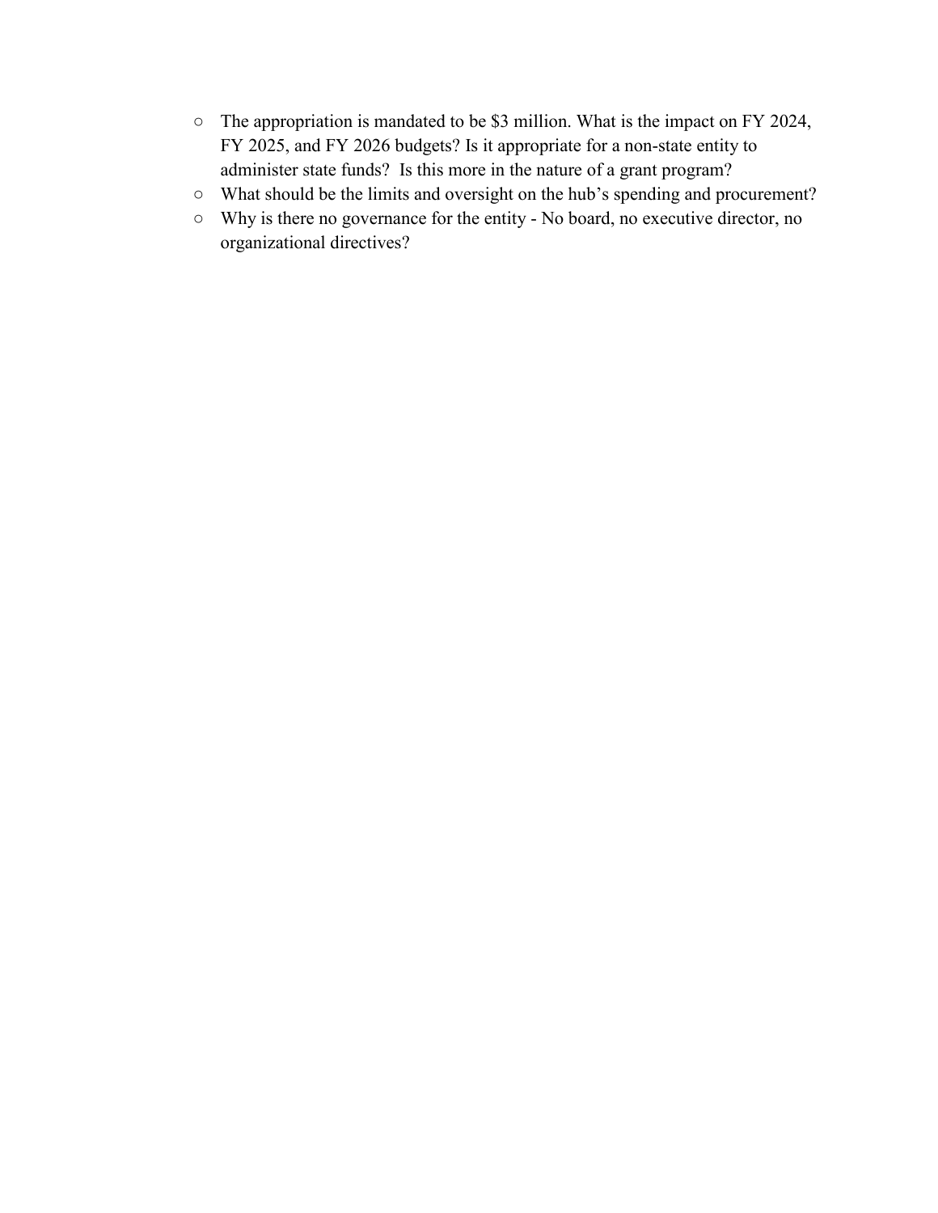- The appropriation is mandated to be $3 million. What is the impact on FY 2024, FY 2025, and FY 2026 budgets? Is it appropriate for a non-state entity to administer state funds? Is this more in the nature of a grant program?
- What should be the limits and oversight on the hub's spending and procurement?
- Why is there no governance for the entity - No board, no executive director, no organizational directives?